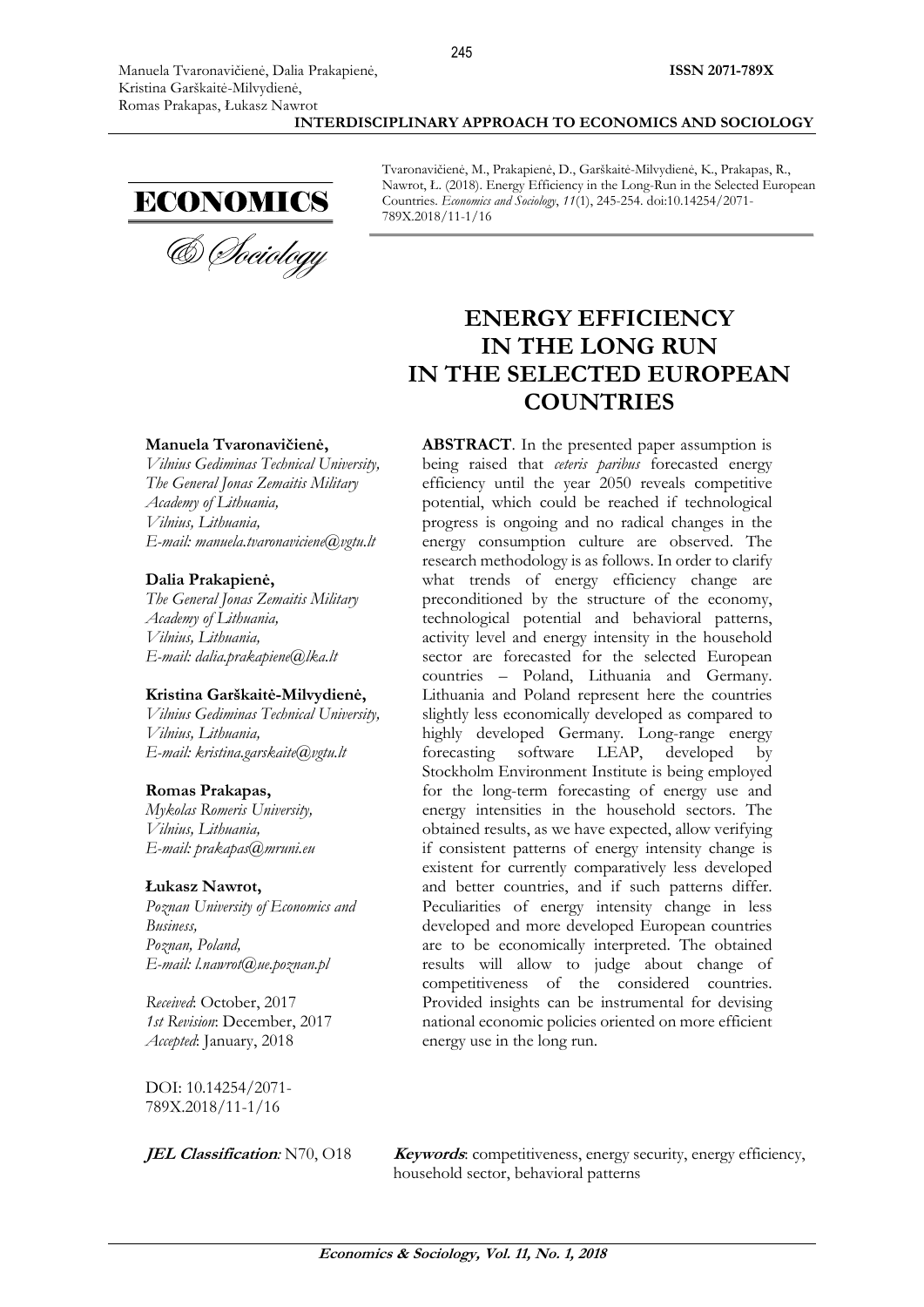Tvaronavičienė, M., Prakapienė, D., Garškaitė-Milvydienė, K., Prakapas, R., Nawrot, Ł. (2018). Energy Efficiency in the Long-Run in the Selected European Countries. *Economics and Sociology*, *11*(1), 245-254. doi:10.14254/2071-789X.2018/11-1/16

# ENERGY EFFICIENCY IN THE LONG RUN IN THE SELECTED EUROPEAN COUNTRIES

**Manuela Tvaronavičienė,**
*Vilnius Gediminas Technical University, The General Jonas Zemaitis Military Academy of Lithuania, Vilnius, Lithuania,*
*E-mail: manuela.tvaronaviciene@vgtu.lt*

**Dalia Prakapienė,**
*The General Jonas Zemaitis Military Academy of Lithuania, Vilnius, Lithuania,*
*E-mail: dalia.prakapiene@lka.lt*

**Kristina Garškaitė-Milvydienė,**
*Vilnius Gediminas Technical University, Vilnius, Lithuania,*
*E-mail: kristina.garskaite@vgtu.lt*

**Romas Prakapas,**
*Mykolas Romeris University, Vilnius, Lithuania,*
*E-mail: prakapas@mruni.eu*

**Łukasz Nawrot,**
*Poznan University of Economics and Business, Poznan, Poland,*
*E-mail: l.nawrot@ue.poznan.pl*

*Received*: October, 2017
*1st Revision*: December, 2017
*Accepted*: January, 2018

DOI: 10.14254/2071-789X.2018/11-1/16

**ABSTRACT**. In the presented paper assumption is being raised that *ceteris paribus* forecasted energy efficiency until the year 2050 reveals competitive potential, which could be reached if technological progress is ongoing and no radical changes in the energy consumption culture are observed. The research methodology is as follows. In order to clarify what trends of energy efficiency change are preconditioned by the structure of the economy, technological potential and behavioral patterns, activity level and energy intensity in the household sector are forecasted for the selected European countries – Poland, Lithuania and Germany. Lithuania and Poland represent here the countries slightly less economically developed as compared to highly developed Germany. Long-range energy forecasting software LEAP, developed by Stockholm Environment Institute is being employed for the long-term forecasting of energy use and energy intensities in the household sectors. The obtained results, as we have expected, allow verifying if consistent patterns of energy intensity change is existent for currently comparatively less developed and better countries, and if such patterns differ. Peculiarities of energy intensity change in less developed and more developed European countries are to be economically interpreted. The obtained results will allow to judge about change of competitiveness of the considered countries. Provided insights can be instrumental for devising national economic policies oriented on more efficient energy use in the long run.

***JEL Classification**:* N70, O18

***Keywords***: competitiveness, energy security, energy efficiency, household sector, behavioral patterns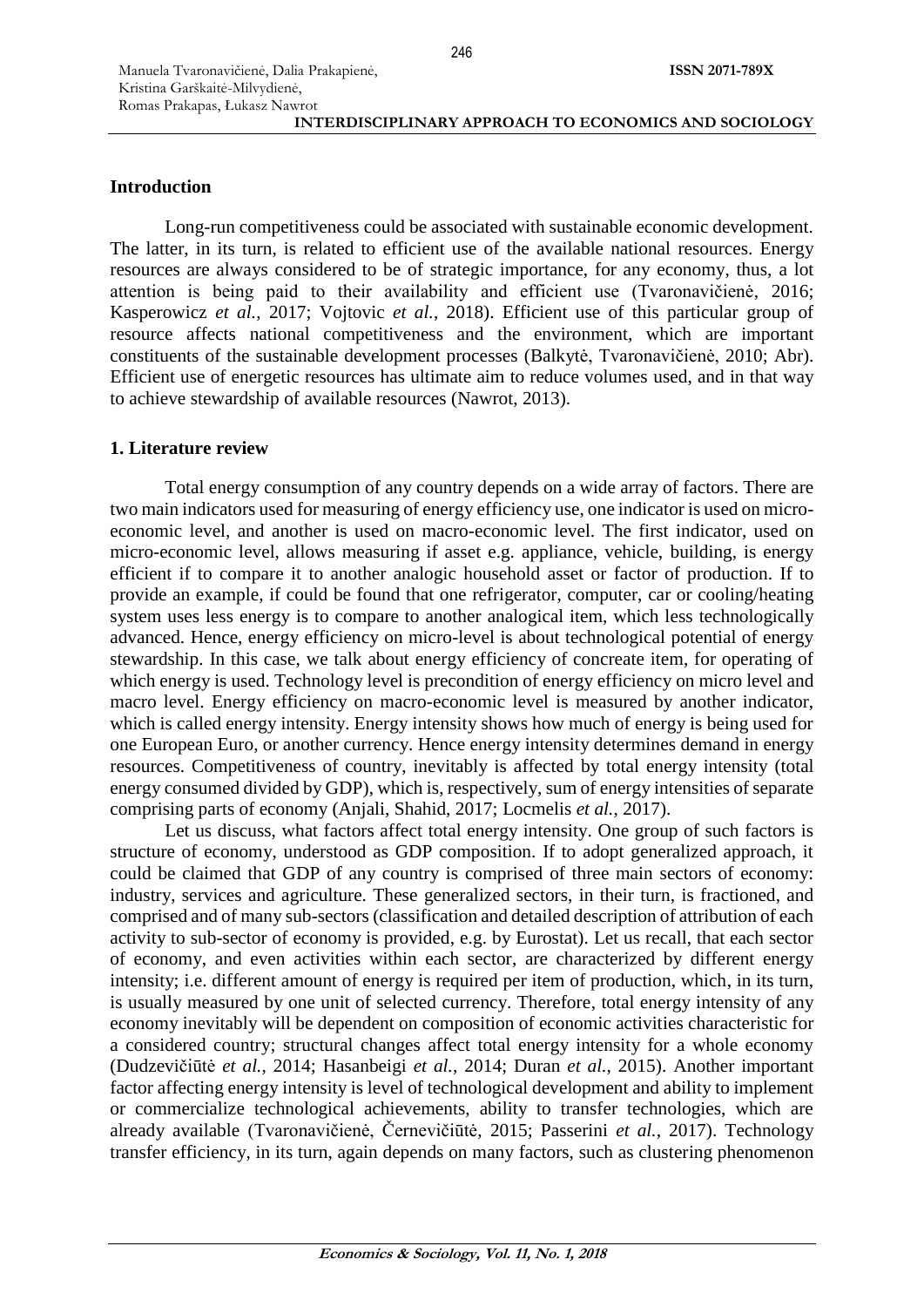## Introduction

Long-run competitiveness could be associated with sustainable economic development. The latter, in its turn, is related to efficient use of the available national resources. Energy resources are always considered to be of strategic importance, for any economy, thus, a lot attention is being paid to their availability and efficient use (Tvaronavičienė, 2016; Kasperowicz *et al.*, 2017; Vojtovic *et al.*, 2018). Efficient use of this particular group of resource affects national competitiveness and the environment, which are important constituents of the sustainable development processes (Balkytė, Tvaronavičienė, 2010; Abr). Efficient use of energetic resources has ultimate aim to reduce volumes used, and in that way to achieve stewardship of available resources (Nawrot, 2013).

## 1. Literature review

Total energy consumption of any country depends on a wide array of factors. There are two main indicators used for measuring of energy efficiency use, one indicator is used on micro-economic level, and another is used on macro-economic level. The first indicator, used on micro-economic level, allows measuring if asset e.g. appliance, vehicle, building, is energy efficient if to compare it to another analogic household asset or factor of production. If to provide an example, if could be found that one refrigerator, computer, car or cooling/heating system uses less energy is to compare to another analogical item, which less technologically advanced. Hence, energy efficiency on micro-level is about technological potential of energy stewardship. In this case, we talk about energy efficiency of concreate item, for operating of which energy is used. Technology level is precondition of energy efficiency on micro level and macro level. Energy efficiency on macro-economic level is measured by another indicator, which is called energy intensity. Energy intensity shows how much of energy is being used for one European Euro, or another currency. Hence energy intensity determines demand in energy resources. Competitiveness of country, inevitably is affected by total energy intensity (total energy consumed divided by GDP), which is, respectively, sum of energy intensities of separate comprising parts of economy (Anjali, Shahid, 2017; Locmelis *et al.*, 2017).

Let us discuss, what factors affect total energy intensity. One group of such factors is structure of economy, understood as GDP composition. If to adopt generalized approach, it could be claimed that GDP of any country is comprised of three main sectors of economy: industry, services and agriculture. These generalized sectors, in their turn, is fractioned, and comprised and of many sub-sectors (classification and detailed description of attribution of each activity to sub-sector of economy is provided, e.g. by Eurostat). Let us recall, that each sector of economy, and even activities within each sector, are characterized by different energy intensity; i.e. different amount of energy is required per item of production, which, in its turn, is usually measured by one unit of selected currency. Therefore, total energy intensity of any economy inevitably will be dependent on composition of economic activities characteristic for a considered country; structural changes affect total energy intensity for a whole economy (Dudzevičiūtė *et al.*, 2014; Hasanbeigi *et al.*, 2014; Duran *et al.*, 2015). Another important factor affecting energy intensity is level of technological development and ability to implement or commercialize technological achievements, ability to transfer technologies, which are already available (Tvaronavičienė, Černevičiūtė, 2015; Passerini *et al.*, 2017). Technology transfer efficiency, in its turn, again depends on many factors, such as clustering phenomenon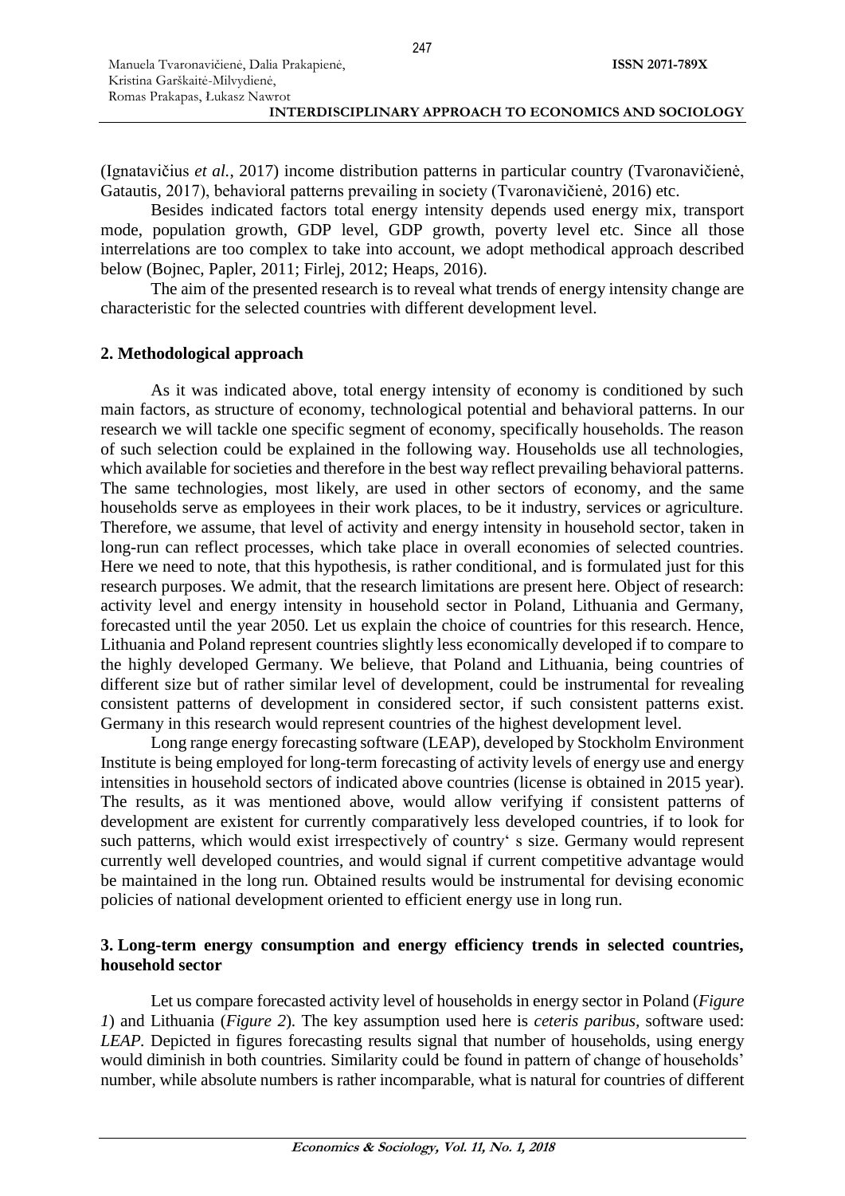(Ignatavičius *et al.*, 2017) income distribution patterns in particular country (Tvaronavičienė, Gatautis, 2017), behavioral patterns prevailing in society (Tvaronavičienė, 2016) etc.

Besides indicated factors total energy intensity depends used energy mix, transport mode, population growth, GDP level, GDP growth, poverty level etc. Since all those interrelations are too complex to take into account, we adopt methodical approach described below (Bojnec, Papler, 2011; Firlej, 2012; Heaps, 2016).

The aim of the presented research is to reveal what trends of energy intensity change are characteristic for the selected countries with different development level.

## 2. Methodological approach

As it was indicated above, total energy intensity of economy is conditioned by such main factors, as structure of economy, technological potential and behavioral patterns. In our research we will tackle one specific segment of economy, specifically households. The reason of such selection could be explained in the following way. Households use all technologies, which available for societies and therefore in the best way reflect prevailing behavioral patterns. The same technologies, most likely, are used in other sectors of economy, and the same households serve as employees in their work places, to be it industry, services or agriculture. Therefore, we assume, that level of activity and energy intensity in household sector, taken in long-run can reflect processes, which take place in overall economies of selected countries. Here we need to note, that this hypothesis, is rather conditional, and is formulated just for this research purposes. We admit, that the research limitations are present here. Object of research: activity level and energy intensity in household sector in Poland, Lithuania and Germany, forecasted until the year 2050. Let us explain the choice of countries for this research. Hence, Lithuania and Poland represent countries slightly less economically developed if to compare to the highly developed Germany. We believe, that Poland and Lithuania, being countries of different size but of rather similar level of development, could be instrumental for revealing consistent patterns of development in considered sector, if such consistent patterns exist. Germany in this research would represent countries of the highest development level.

Long range energy forecasting software (LEAP), developed by Stockholm Environment Institute is being employed for long-term forecasting of activity levels of energy use and energy intensities in household sectors of indicated above countries (license is obtained in 2015 year). The results, as it was mentioned above, would allow verifying if consistent patterns of development are existent for currently comparatively less developed countries, if to look for such patterns, which would exist irrespectively of country' s size. Germany would represent currently well developed countries, and would signal if current competitive advantage would be maintained in the long run. Obtained results would be instrumental for devising economic policies of national development oriented to efficient energy use in long run.

## 3. Long-term energy consumption and energy efficiency trends in selected countries, household sector

Let us compare forecasted activity level of households in energy sector in Poland (*Figure 1*) and Lithuania (*Figure 2*). The key assumption used here is *ceteris paribus*, software used: *LEAP*. Depicted in figures forecasting results signal that number of households, using energy would diminish in both countries. Similarity could be found in pattern of change of households' number, while absolute numbers is rather incomparable, what is natural for countries of different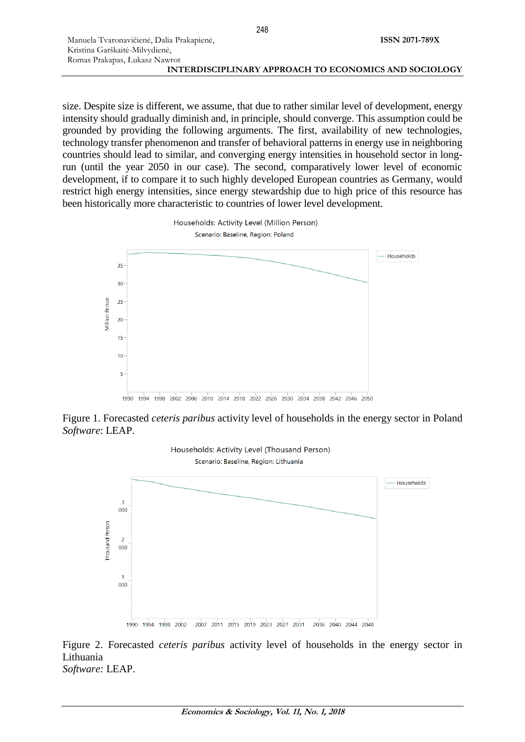size. Despite size is different, we assume, that due to rather similar level of development, energy intensity should gradually diminish and, in principle, should converge. This assumption could be grounded by providing the following arguments. The first, availability of new technologies, technology transfer phenomenon and transfer of behavioral patterns in energy use in neighboring countries should lead to similar, and converging energy intensities in household sector in long-run (until the year 2050 in our case). The second, comparatively lower level of economic development, if to compare it to such highly developed European countries as Germany, would restrict high energy intensities, since energy stewardship due to high price of this resource has been historically more characteristic to countries of lower level development.

Figure 1. Forecasted *ceteris paribus* activity level of households in the energy sector in Poland
*Software*: LEAP.

Figure 2. Forecasted *ceteris paribus* activity level of households in the energy sector in Lithuania
*Software:* LEAP.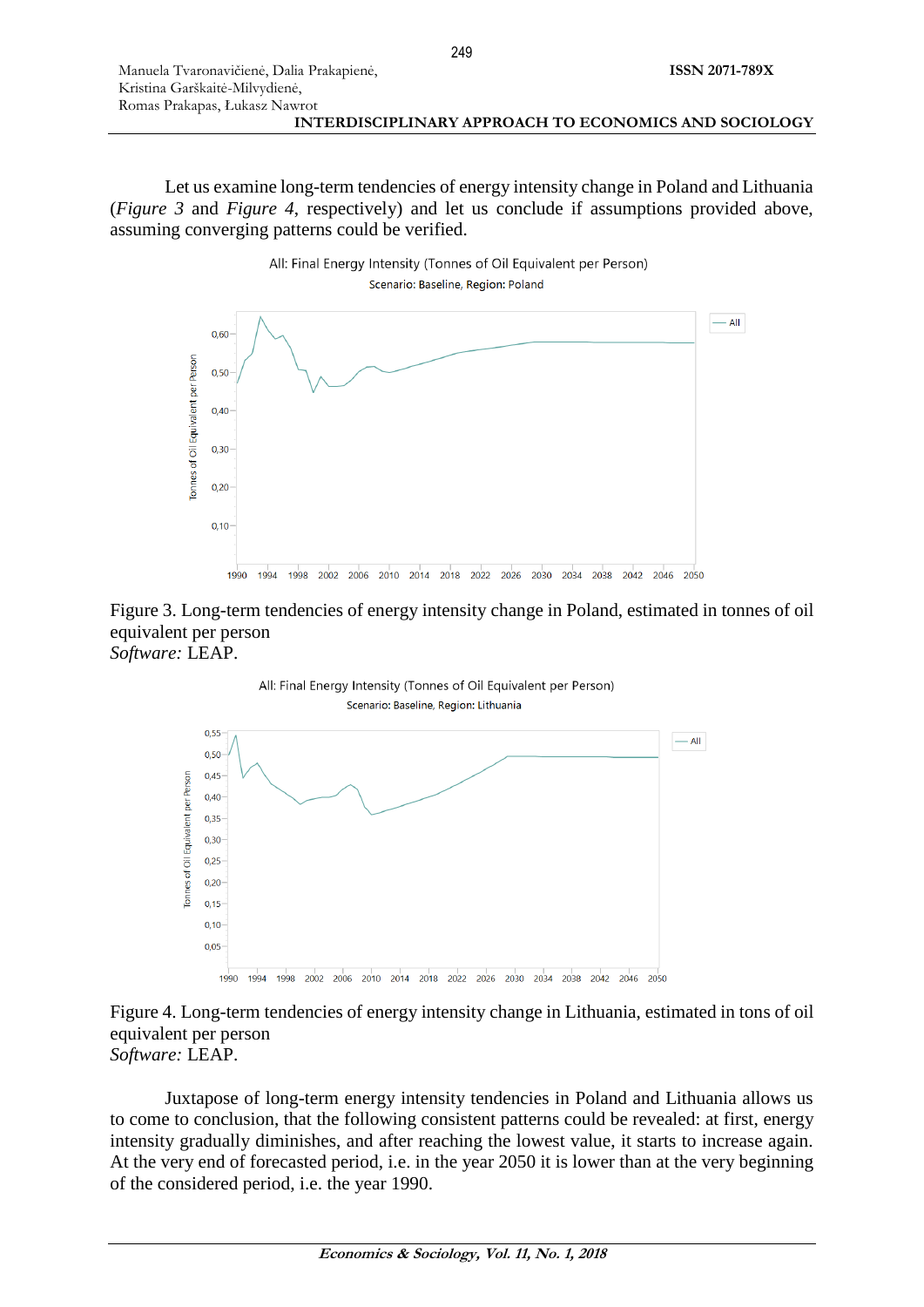Let us examine long-term tendencies of energy intensity change in Poland and Lithuania (*Figure 3* and *Figure 4*, respectively) and let us conclude if assumptions provided above, assuming converging patterns could be verified.

Figure 3. Long-term tendencies of energy intensity change in Poland, estimated in tonnes of oil equivalent per person
*Software:* LEAP.

Figure 4. Long-term tendencies of energy intensity change in Lithuania, estimated in tons of oil equivalent per person
*Software:* LEAP.

Juxtapose of long-term energy intensity tendencies in Poland and Lithuania allows us to come to conclusion, that the following consistent patterns could be revealed: at first, energy intensity gradually diminishes, and after reaching the lowest value, it starts to increase again. At the very end of forecasted period, i.e. in the year 2050 it is lower than at the very beginning of the considered period, i.e. the year 1990.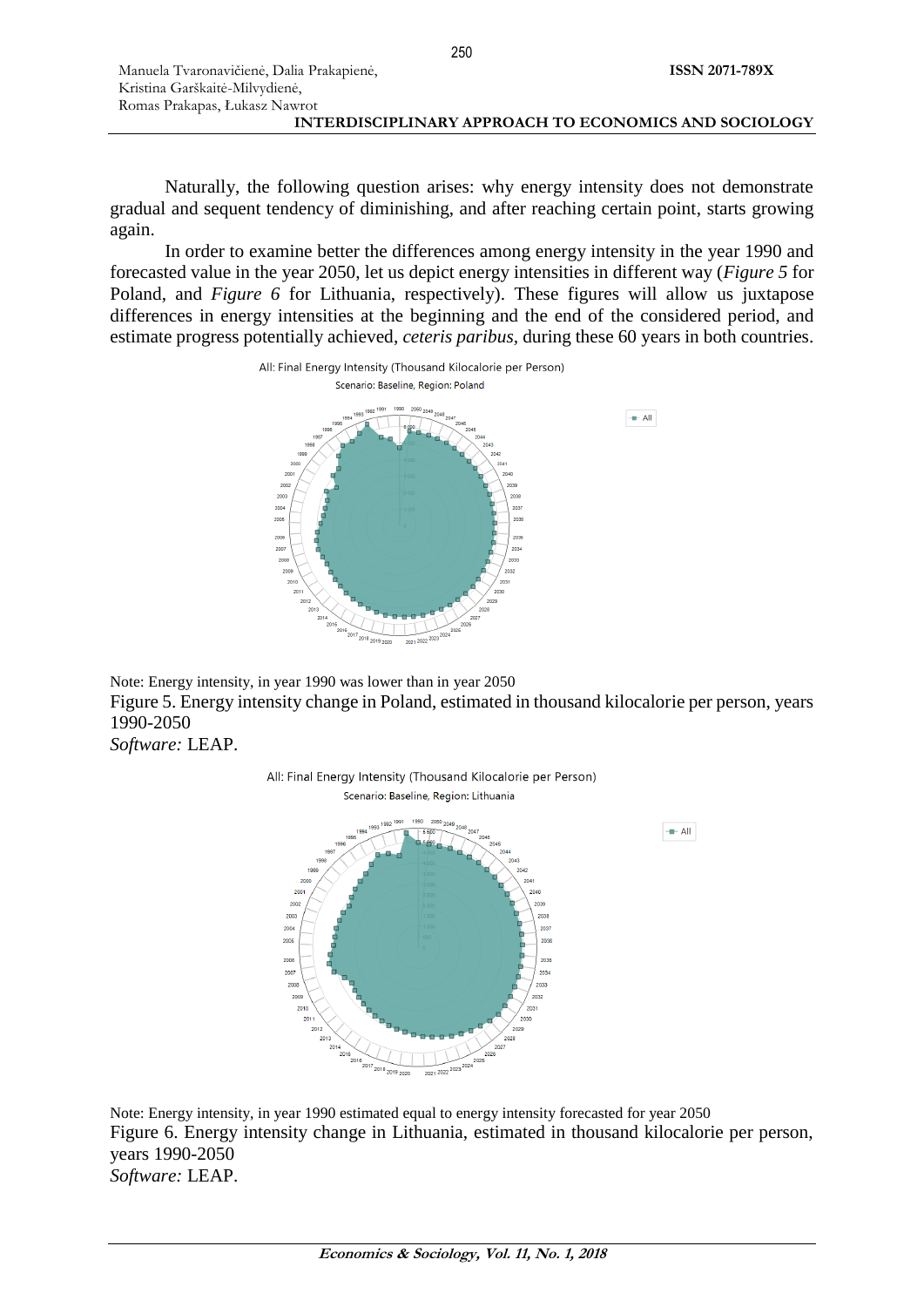Naturally, the following question arises: why energy intensity does not demonstrate gradual and sequent tendency of diminishing, and after reaching certain point, starts growing again.

In order to examine better the differences among energy intensity in the year 1990 and forecasted value in the year 2050, let us depict energy intensities in different way (*Figure 5* for Poland, and *Figure 6* for Lithuania, respectively). These figures will allow us juxtapose differences in energy intensities at the beginning and the end of the considered period, and estimate progress potentially achieved, *ceteris paribus*, during these 60 years in both countries.

Note: Energy intensity, in year 1990 was lower than in year 2050

Figure 5. Energy intensity change in Poland, estimated in thousand kilocalorie per person, years 1990-2050

*Software:* LEAP.

Note: Energy intensity, in year 1990 estimated equal to energy intensity forecasted for year 2050

Figure 6. Energy intensity change in Lithuania, estimated in thousand kilocalorie per person, years 1990-2050

*Software:* LEAP.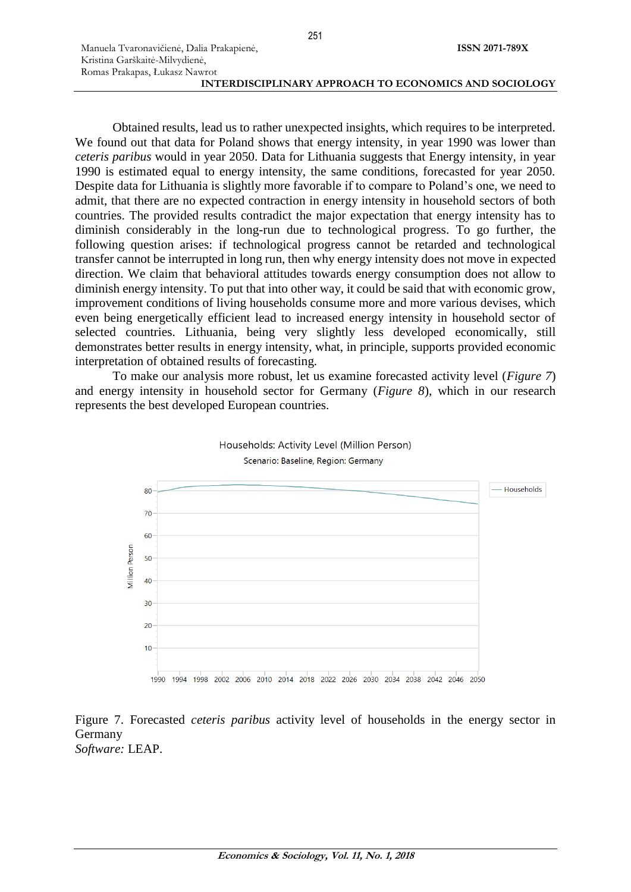Obtained results, lead us to rather unexpected insights, which requires to be interpreted. We found out that data for Poland shows that energy intensity, in year 1990 was lower than *ceteris paribus* would in year 2050. Data for Lithuania suggests that Energy intensity, in year 1990 is estimated equal to energy intensity, the same conditions, forecasted for year 2050. Despite data for Lithuania is slightly more favorable if to compare to Poland's one, we need to admit, that there are no expected contraction in energy intensity in household sectors of both countries. The provided results contradict the major expectation that energy intensity has to diminish considerably in the long-run due to technological progress. To go further, the following question arises: if technological progress cannot be retarded and technological transfer cannot be interrupted in long run, then why energy intensity does not move in expected direction. We claim that behavioral attitudes towards energy consumption does not allow to diminish energy intensity. To put that into other way, it could be said that with economic grow, improvement conditions of living households consume more and more various devises, which even being energetically efficient lead to increased energy intensity in household sector of selected countries. Lithuania, being very slightly less developed economically, still demonstrates better results in energy intensity, what, in principle, supports provided economic interpretation of obtained results of forecasting.

To make our analysis more robust, let us examine forecasted activity level (*Figure 7*) and energy intensity in household sector for Germany (*Figure 8*), which in our research represents the best developed European countries.

Households: Activity Level (Million Person)
Scenario: Baseline, Region: Germany

Figure 7. Forecasted *ceteris paribus* activity level of households in the energy sector in Germany
*Software:* LEAP.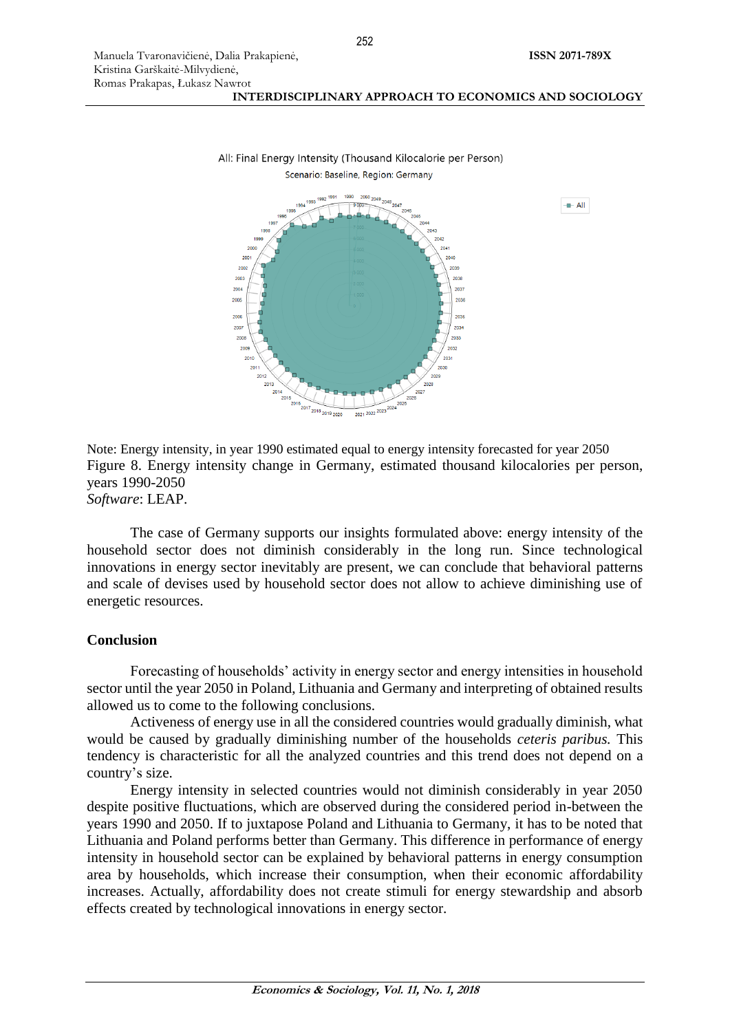Note: Energy intensity, in year 1990 estimated equal to energy intensity forecasted for year 2050

Figure 8. Energy intensity change in Germany, estimated thousand kilocalories per person, years 1990-2050

*Software*: LEAP.

The case of Germany supports our insights formulated above: energy intensity of the household sector does not diminish considerably in the long run. Since technological innovations in energy sector inevitably are present, we can conclude that behavioral patterns and scale of devises used by household sector does not allow to achieve diminishing use of energetic resources.

## Conclusion

Forecasting of households' activity in energy sector and energy intensities in household sector until the year 2050 in Poland, Lithuania and Germany and interpreting of obtained results allowed us to come to the following conclusions.

Activeness of energy use in all the considered countries would gradually diminish, what would be caused by gradually diminishing number of the households *ceteris paribus.* This tendency is characteristic for all the analyzed countries and this trend does not depend on a country's size.

Energy intensity in selected countries would not diminish considerably in year 2050 despite positive fluctuations, which are observed during the considered period in-between the years 1990 and 2050. If to juxtapose Poland and Lithuania to Germany, it has to be noted that Lithuania and Poland performs better than Germany. This difference in performance of energy intensity in household sector can be explained by behavioral patterns in energy consumption area by households, which increase their consumption, when their economic affordability increases. Actually, affordability does not create stimuli for energy stewardship and absorb effects created by technological innovations in energy sector.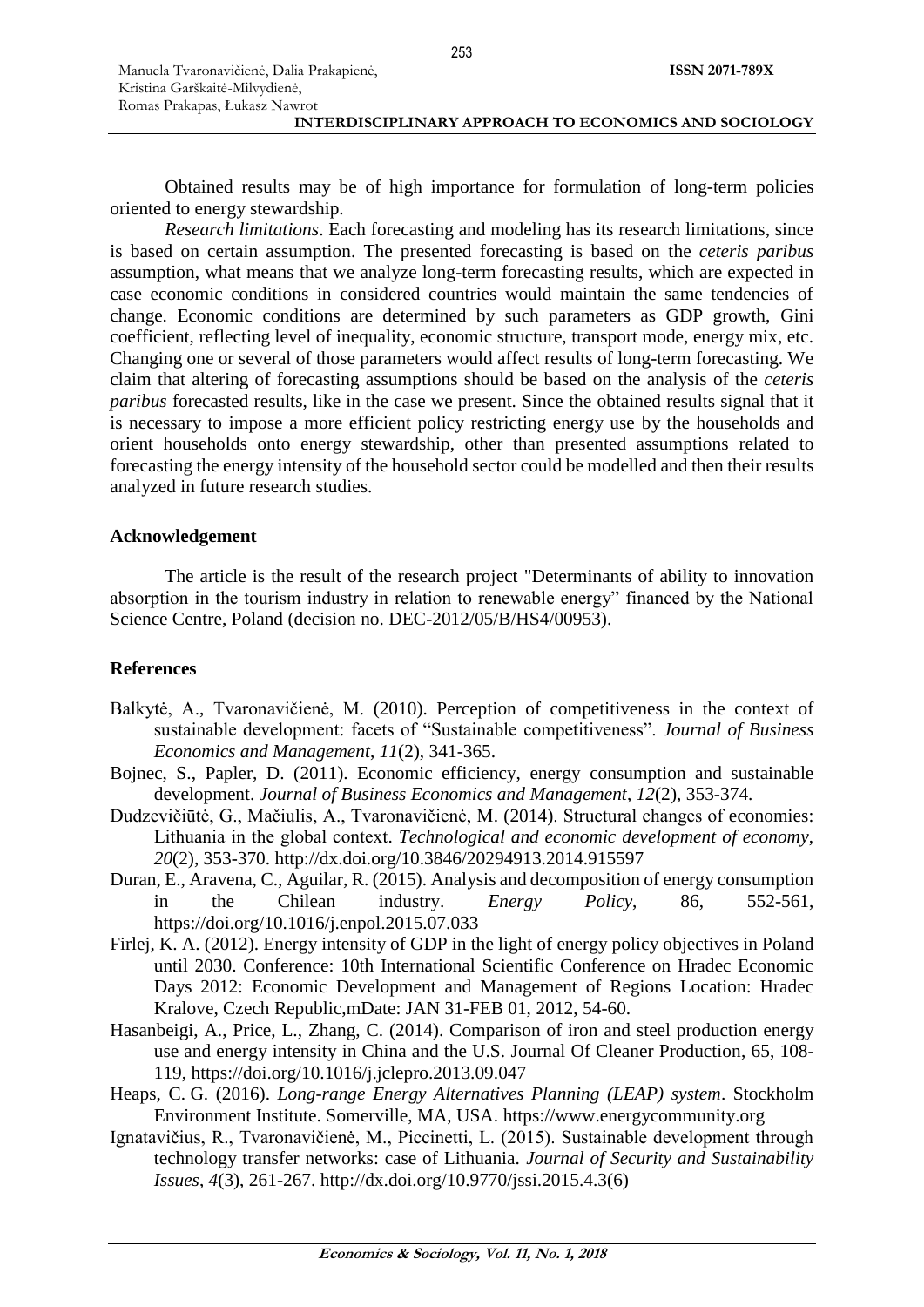Obtained results may be of high importance for formulation of long-term policies oriented to energy stewardship.

*Research limitations*. Each forecasting and modeling has its research limitations, since is based on certain assumption. The presented forecasting is based on the *ceteris paribus* assumption, what means that we analyze long-term forecasting results, which are expected in case economic conditions in considered countries would maintain the same tendencies of change. Economic conditions are determined by such parameters as GDP growth, Gini coefficient, reflecting level of inequality, economic structure, transport mode, energy mix, etc. Changing one or several of those parameters would affect results of long-term forecasting. We claim that altering of forecasting assumptions should be based on the analysis of the *ceteris paribus* forecasted results, like in the case we present. Since the obtained results signal that it is necessary to impose a more efficient policy restricting energy use by the households and orient households onto energy stewardship, other than presented assumptions related to forecasting the energy intensity of the household sector could be modelled and then their results analyzed in future research studies.

## Acknowledgement

The article is the result of the research project "Determinants of ability to innovation absorption in the tourism industry in relation to renewable energy" financed by the National Science Centre, Poland (decision no. DEC-2012/05/B/HS4/00953).

## References

Balkytė, A., Tvaronavičienė, M. (2010). Perception of competitiveness in the context of sustainable development: facets of "Sustainable competitiveness". *Journal of Business Economics and Management*, *11*(2), 341-365.

Bojnec, S., Papler, D. (2011). Economic efficiency, energy consumption and sustainable development. *Journal of Business Economics and Management*, *12*(2), 353-374.

Dudzevičiūtė, G., Mačiulis, A., Tvaronavičienė, M. (2014). Structural changes of economies: Lithuania in the global context. *Technological and economic development of economy*, *20*(2), 353-370. http://dx.doi.org/10.3846/20294913.2014.915597

Duran, E., Aravena, C., Aguilar, R. (2015). Analysis and decomposition of energy consumption in the Chilean industry. *Energy Policy*, 86, 552-561, https://doi.org/10.1016/j.enpol.2015.07.033

Firlej, K. A. (2012). Energy intensity of GDP in the light of energy policy objectives in Poland until 2030. Conference: 10th International Scientific Conference on Hradec Economic Days 2012: Economic Development and Management of Regions Location: Hradec Kralove, Czech Republic,mDate: JAN 31-FEB 01, 2012, 54-60.

Hasanbeigi, A., Price, L., Zhang, C. (2014). Comparison of iron and steel production energy use and energy intensity in China and the U.S. Journal Of Cleaner Production, 65, 108-119, https://doi.org/10.1016/j.jclepro.2013.09.047

Heaps, C. G. (2016). *Long-range Energy Alternatives Planning (LEAP) system*. Stockholm Environment Institute. Somerville, MA, USA. https://www.energycommunity.org

Ignatavičius, R., Tvaronavičienė, M., Piccinetti, L. (2015). Sustainable development through technology transfer networks: case of Lithuania. *Journal of Security and Sustainability Issues*, *4*(3), 261-267. http://dx.doi.org/10.9770/jssi.2015.4.3(6)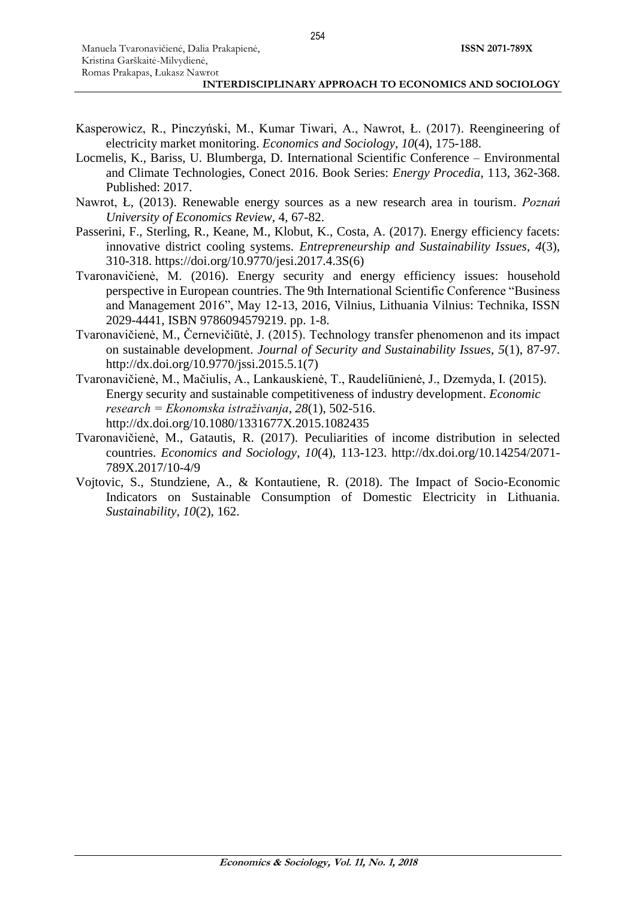Kasperowicz, R., Pinczyński, M., Kumar Tiwari, A., Nawrot, Ł. (2017). Reengineering of electricity market monitoring. *Economics and Sociology*, *10*(4), 175-188.

Locmelis, K., Bariss, U. Blumberga, D. International Scientific Conference – Environmental and Climate Technologies, Conect 2016. Book Series: *Energy Procedia*, 113, 362-368. Published: 2017.

Nawrot, Ł, (2013). Renewable energy sources as a new research area in tourism. *Poznań University of Economics Review*, 4, 67-82.

Passerini, F., Sterling, R., Keane, M., Klobut, K., Costa, A. (2017). Energy efficiency facets: innovative district cooling systems. *Entrepreneurship and Sustainability Issues*, *4*(3), 310-318. https://doi.org/10.9770/jesi.2017.4.3S(6)

Tvaronavičienė, M. (2016). Energy security and energy efficiency issues: household perspective in European countries. The 9th International Scientific Conference "Business and Management 2016", May 12-13, 2016, Vilnius, Lithuania Vilnius: Technika, ISSN 2029-4441, ISBN 9786094579219. pp. 1-8.

Tvaronavičienė, M., Černevičiūtė, J. (2015). Technology transfer phenomenon and its impact on sustainable development. *Journal of Security and Sustainability Issues*, *5*(1), 87-97. http://dx.doi.org/10.9770/jssi.2015.5.1(7)

Tvaronavičienė, M., Mačiulis, A., Lankauskienė, T., Raudeliūnienė, J., Dzemyda, I. (2015). Energy security and sustainable competitiveness of industry development. *Economic research = Ekonomska istraživanja*, *28*(1), 502-516. http://dx.doi.org/10.1080/1331677X.2015.1082435

Tvaronavičienė, M., Gatautis, R. (2017). Peculiarities of income distribution in selected countries. *Economics and Sociology*, *10*(4), 113-123. http://dx.doi.org/10.14254/2071-789X.2017/10-4/9

Vojtovic, S., Stundziene, A., & Kontautiene, R. (2018). The Impact of Socio-Economic Indicators on Sustainable Consumption of Domestic Electricity in Lithuania. *Sustainability*, *10*(2), 162.